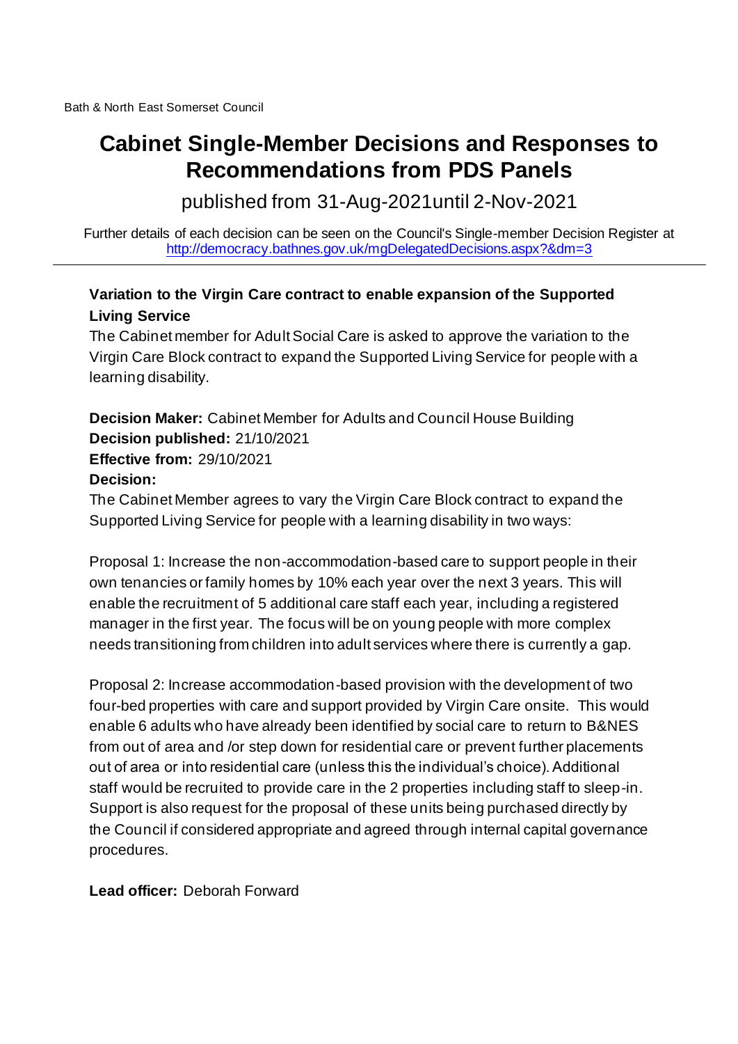Bath & North East Somerset Council

# Cabinet Single-Member Decisions and Responses to Recommendations from PDS Panels

published from 31-Aug-2021until 2-Nov-2021

Further details of each decision can be seen on the Council's Single-member Decision Register at http://democracy.bathnes.gov.uk/mgDelegatedDecisions.aspx?&dm=3

---

### Variation to the Virgin Care contract to enable expansion of the Supported Living Service

The Cabinet member for Adult Social Care is asked to approve the variation to the Virgin Care Block contract to expand the Supported Living Service for people with a learning disability.

**Decision Maker:** Cabinet Member for Adults and Council House Building
**Decision published:** 21/10/2021
**Effective from:** 29/10/2021
**Decision:**

The Cabinet Member agrees to vary the Virgin Care Block contract to expand the Supported Living Service for people with a learning disability in two ways:

Proposal 1: Increase the non-accommodation-based care to support people in their own tenancies or family homes by 10% each year over the next 3 years. This will enable the recruitment of 5 additional care staff each year, including a registered manager in the first year. The focus will be on young people with more complex needs transitioning from children into adult services where there is currently a gap.

Proposal 2: Increase accommodation-based provision with the development of two four-bed properties with care and support provided by Virgin Care onsite. This would enable 6 adults who have already been identified by social care to return to B&NES from out of area and /or step down for residential care or prevent further placements out of area or into residential care (unless this the individual's choice). Additional staff would be recruited to provide care in the 2 properties including staff to sleep-in. Support is also request for the proposal of these units being purchased directly by the Council if considered appropriate and agreed through internal capital governance procedures.

**Lead officer:** Deborah Forward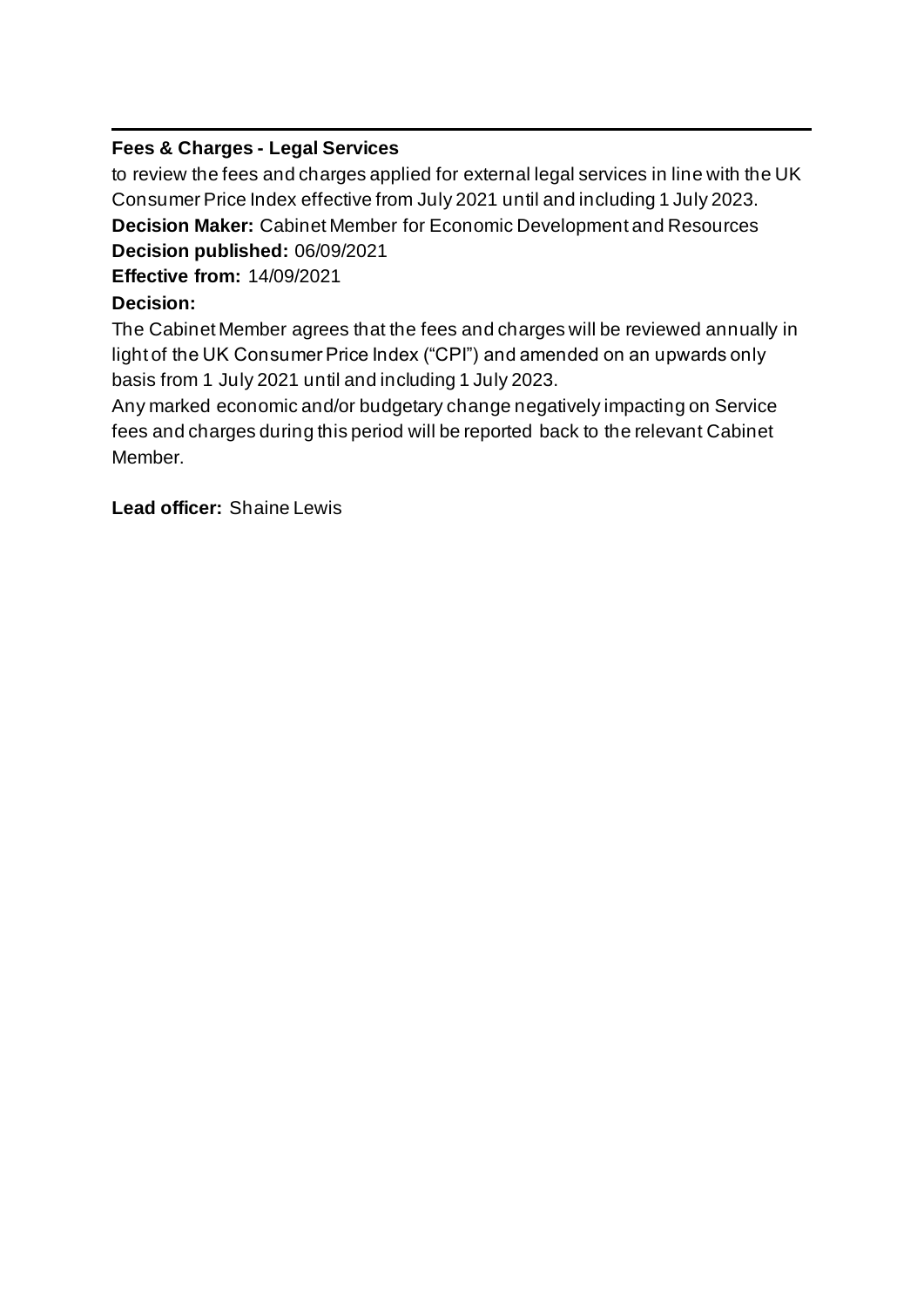**Fees & Charges - Legal Services**

to review the fees and charges applied for external legal services in line with the UK Consumer Price Index effective from July 2021 until and including 1 July 2023.

**Decision Maker:** Cabinet Member for Economic Development and Resources

**Decision published:** 06/09/2021

**Effective from:** 14/09/2021

**Decision:**

The Cabinet Member agrees that the fees and charges will be reviewed annually in light of the UK Consumer Price Index ("CPI") and amended on an upwards only basis from 1 July 2021 until and including 1 July 2023.

Any marked economic and/or budgetary change negatively impacting on Service fees and charges during this period will be reported back to the relevant Cabinet Member.

**Lead officer:** Shaine Lewis